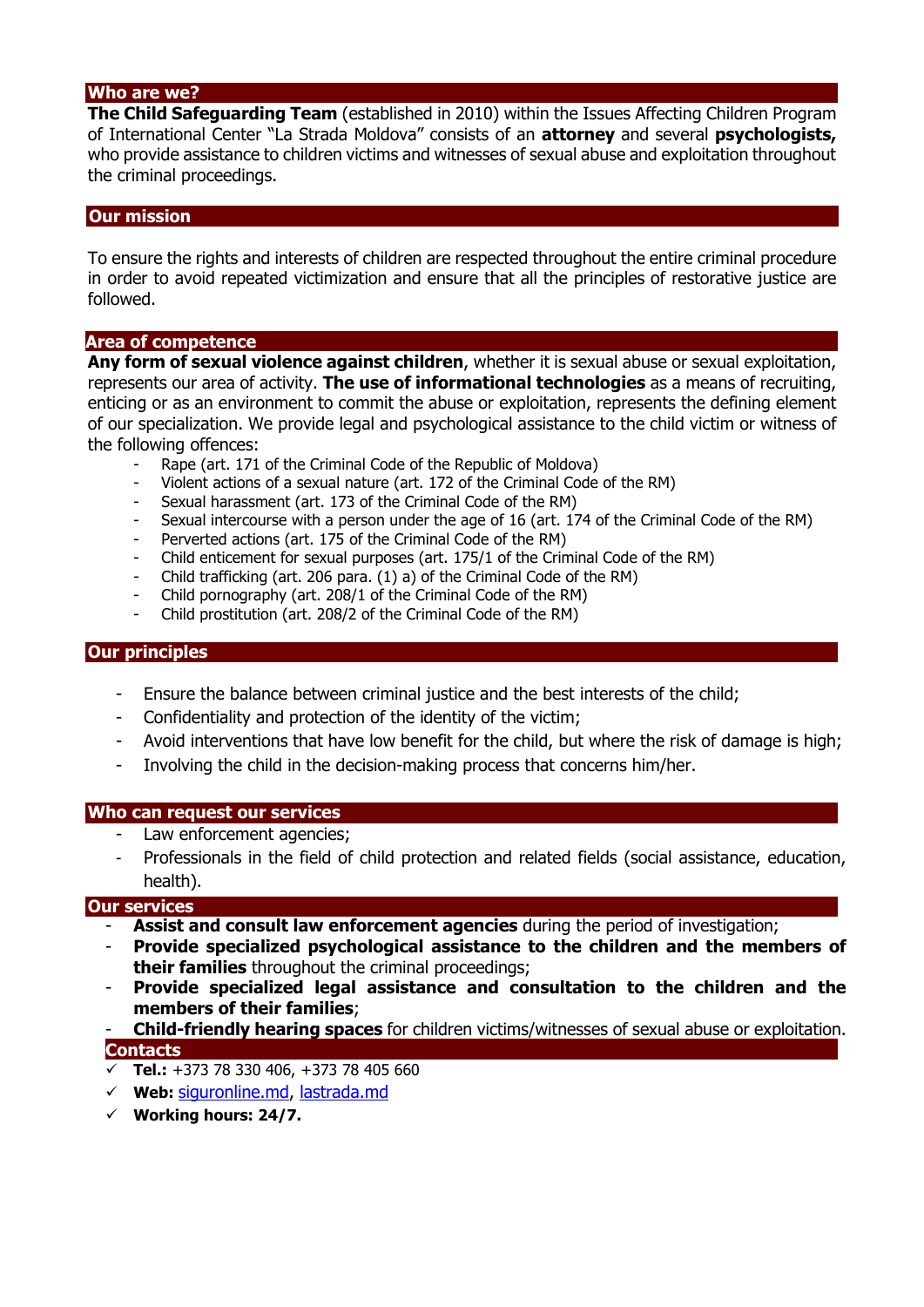## Who are we?

**The Child Safeguarding Team** (established in 2010) within the Issues Affecting Children Program of International Center "La Strada Moldova" consists of an **attorney** and several **psychologists,** who provide assistance to children victims and witnesses of sexual abuse and exploitation throughout the criminal proceedings.

## Our mission

To ensure the rights and interests of children are respected throughout the entire criminal procedure in order to avoid repeated victimization and ensure that all the principles of restorative justice are followed.

## Area of competence

**Any form of sexual violence against children**, whether it is sexual abuse or sexual exploitation, represents our area of activity. **The use of informational technologies** as a means of recruiting, enticing or as an environment to commit the abuse or exploitation, represents the defining element of our specialization. We provide legal and psychological assistance to the child victim or witness of the following offences:

- Rape (art. 171 of the Criminal Code of the Republic of Moldova)
- Violent actions of a sexual nature (art. 172 of the Criminal Code of the RM)
- Sexual harassment (art. 173 of the Criminal Code of the RM)
- Sexual intercourse with a person under the age of 16 (art. 174 of the Criminal Code of the RM)
- Perverted actions (art. 175 of the Criminal Code of the RM)
- Child enticement for sexual purposes (art. 175/1 of the Criminal Code of the RM)
- Child trafficking (art. 206 para. (1) a) of the Criminal Code of the RM)
- Child pornography (art. 208/1 of the Criminal Code of the RM)
- Child prostitution (art. 208/2 of the Criminal Code of the RM)

## Our principles

- Ensure the balance between criminal justice and the best interests of the child;
- Confidentiality and protection of the identity of the victim;
- Avoid interventions that have low benefit for the child, but where the risk of damage is high;
- Involving the child in the decision-making process that concerns him/her.

## Who can request our services

- Law enforcement agencies;
- Professionals in the field of child protection and related fields (social assistance, education, health).

## Our services

- **Assist and consult law enforcement agencies** during the period of investigation;
- **Provide specialized psychological assistance to the children and the members of their families** throughout the criminal proceedings;
- **Provide specialized legal assistance and consultation to the children and the members of their families**;
- **Child-friendly hearing spaces** for children victims/witnesses of sexual abuse or exploitation.

## Contacts

- ✓ **Tel.:** +373 78 330 406, +373 78 405 660
- ✓ **Web:** siguronline.md, lastrada.md
- ✓ **Working hours: 24/7.**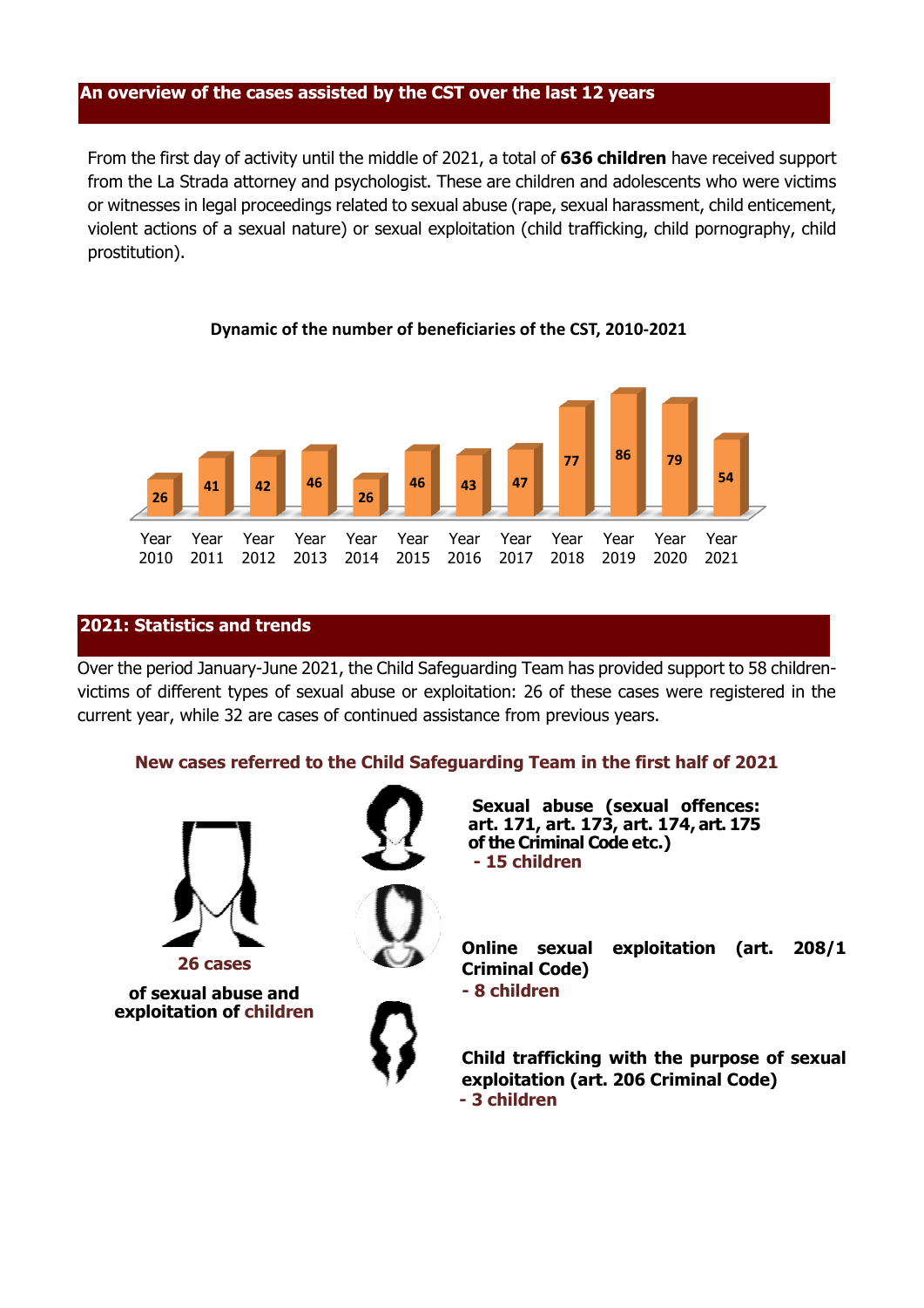## An overview of the cases assisted by the CST over the last 12 years

From the first day of activity until the middle of 2021, a total of **636 children** have received support from the La Strada attorney and psychologist. These are children and adolescents who were victims or witnesses in legal proceedings related to sexual abuse (rape, sexual harassment, child enticement, violent actions of a sexual nature) or sexual exploitation (child trafficking, child pornography, child prostitution).

**Dynamic of the number of beneficiaries of the CST, 2010-2021**

| Year 2010 | Year 2011 | Year 2012 | Year 2013 | Year 2014 | Year 2015 | Year 2016 | Year 2017 | Year 2018 | Year 2019 | Year 2020 | Year 2021 |
|---|---|---|---|---|---|---|---|---|---|---|---|
| 26 | 41 | 42 | 46 | 26 | 46 | 43 | 47 | 77 | 86 | 79 | 54 |

## 2021: Statistics and trends

Over the period January-June 2021, the Child Safeguarding Team has provided support to 58 children-victims of different types of sexual abuse or exploitation: 26 of these cases were registered in the current year, while 32 are cases of continued assistance from previous years.

### New cases referred to the Child Safeguarding Team in the first half of 2021

**26 cases**

**of sexual abuse and exploitation of children**

**Sexual abuse (sexual offences: art. 171, art. 173, art. 174, art. 175 of the Criminal Code etc.)**
**- 15 children**

**Online sexual exploitation (art. 208/1 Criminal Code)**
**- 8 children**

**Child trafficking with the purpose of sexual exploitation (art. 206 Criminal Code)**
**- 3 children**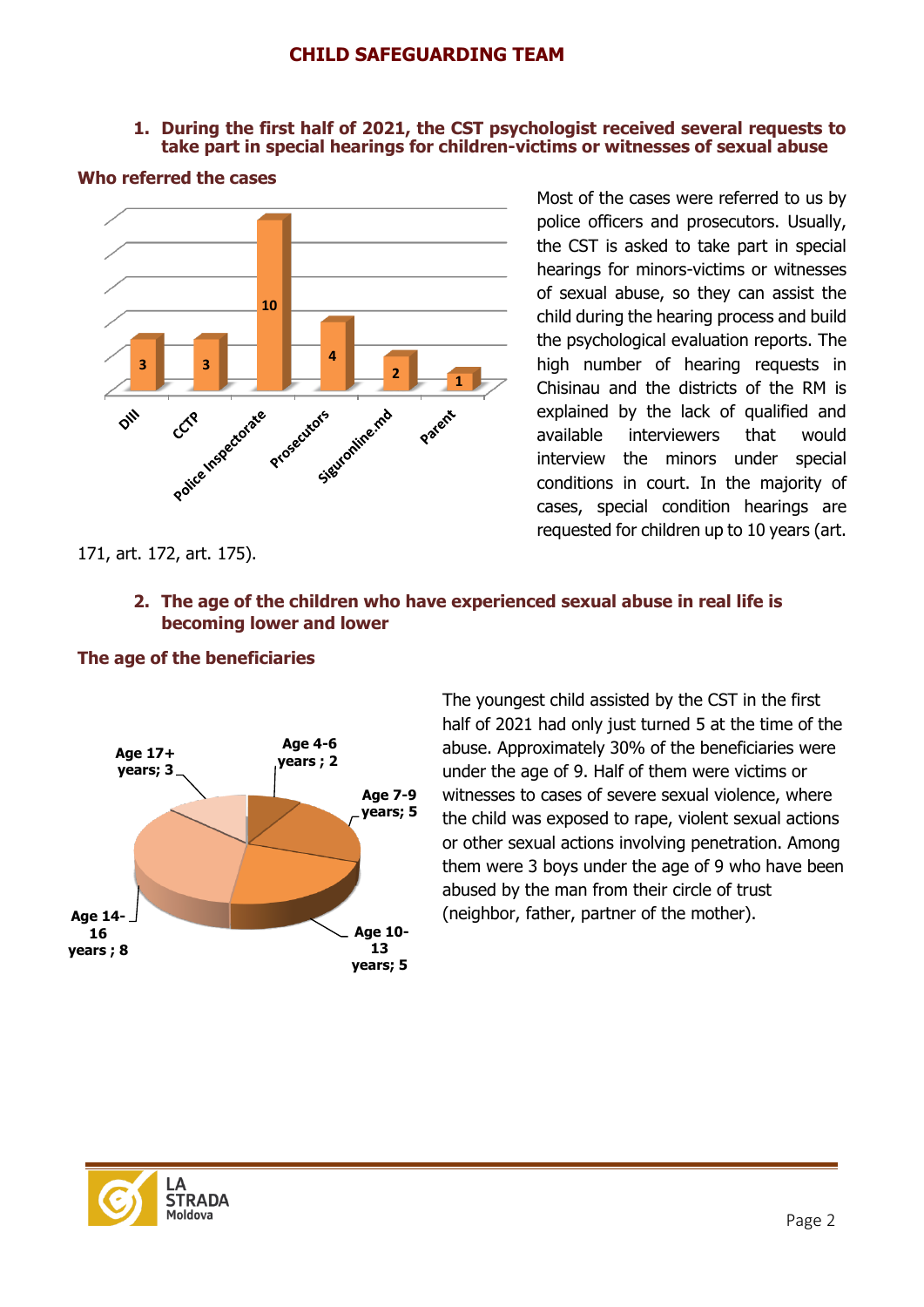## CHILD SAFEGUARDING TEAM

### 1. During the first half of 2021, the CST psychologist received several requests to take part in special hearings for children-victims or witnesses of sexual abuse

**Who referred the cases**

| Referred by | Cases |
|---|---|
| DIII | 3 |
| CCTP | 3 |
| Police Inspectorate | 10 |
| Prosecutors | 4 |
| Siguronline.md | 2 |
| Parent | 1 |

Most of the cases were referred to us by police officers and prosecutors. Usually, the CST is asked to take part in special hearings for minors-victims or witnesses of sexual abuse, so they can assist the child during the hearing process and build the psychological evaluation reports. The high number of hearing requests in Chisinau and the districts of the RM is explained by the lack of qualified and available interviewers that would interview the minors under special conditions in court. In the majority of cases, special condition hearings are requested for children up to 10 years (art. 171, art. 172, art. 175).

### 2. The age of the children who have experienced sexual abuse in real life is becoming lower and lower

**The age of the beneficiaries**

| Age group | Number |
|---|---|
| Age 4-6 years | 2 |
| Age 7-9 years | 5 |
| Age 10-13 years | 5 |
| Age 14-16 years | 8 |
| Age 17+ years | 3 |

The youngest child assisted by the CST in the first half of 2021 had only just turned 5 at the time of the abuse. Approximately 30% of the beneficiaries were under the age of 9. Half of them were victims or witnesses to cases of severe sexual violence, where the child was exposed to rape, violent sexual actions or other sexual actions involving penetration. Among them were 3 boys under the age of 9 who have been abused by the man from their circle of trust (neighbor, father, partner of the mother).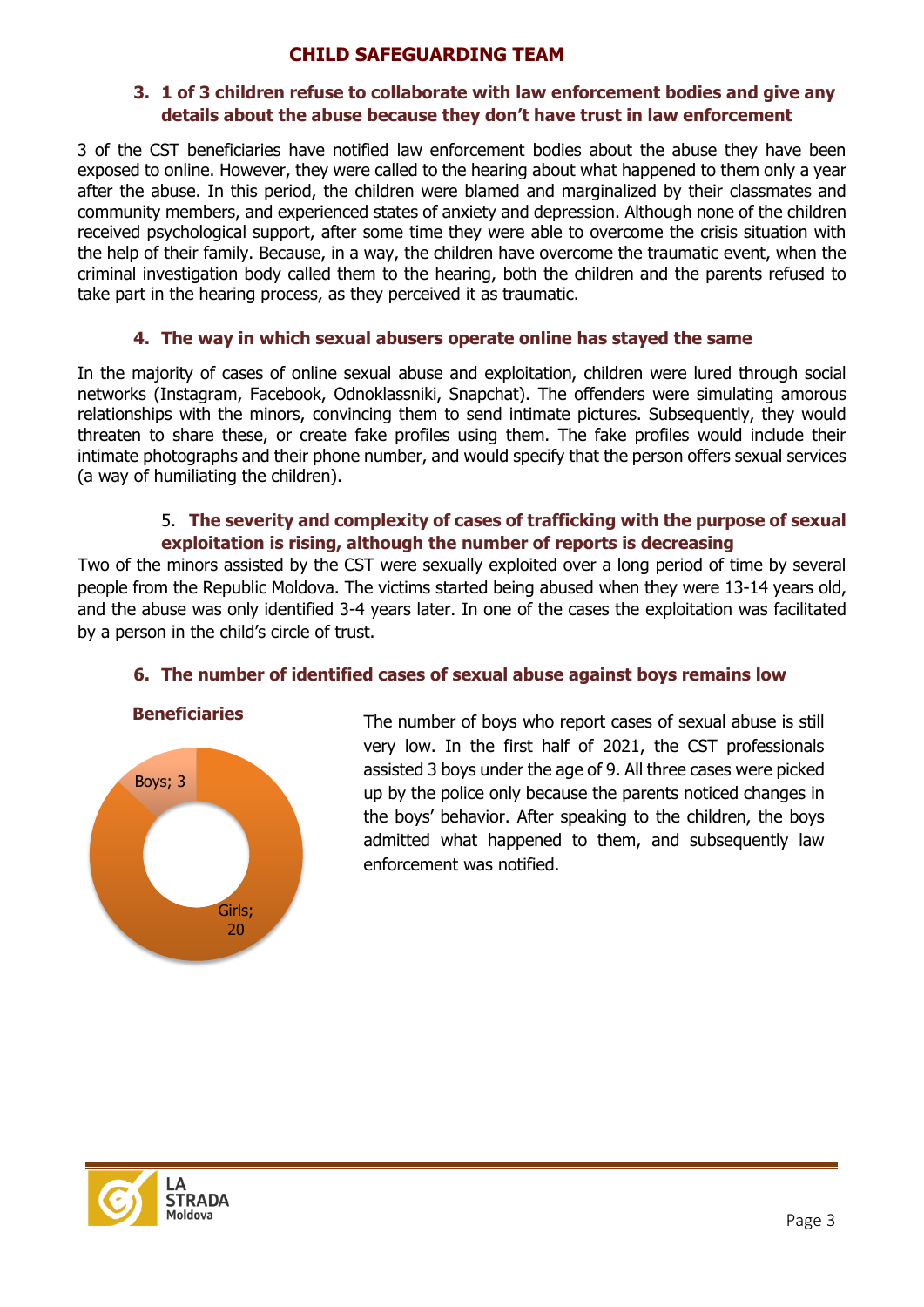## CHILD SAFEGUARDING TEAM

### 3. 1 of 3 children refuse to collaborate with law enforcement bodies and give any details about the abuse because they don't have trust in law enforcement

3 of the CST beneficiaries have notified law enforcement bodies about the abuse they have been exposed to online. However, they were called to the hearing about what happened to them only a year after the abuse. In this period, the children were blamed and marginalized by their classmates and community members, and experienced states of anxiety and depression. Although none of the children received psychological support, after some time they were able to overcome the crisis situation with the help of their family. Because, in a way, the children have overcome the traumatic event, when the criminal investigation body called them to the hearing, both the children and the parents refused to take part in the hearing process, as they perceived it as traumatic.

### 4. The way in which sexual abusers operate online has stayed the same

In the majority of cases of online sexual abuse and exploitation, children were lured through social networks (Instagram, Facebook, Odnoklassniki, Snapchat). The offenders were simulating amorous relationships with the minors, convincing them to send intimate pictures. Subsequently, they would threaten to share these, or create fake profiles using them. The fake profiles would include their intimate photographs and their phone number, and would specify that the person offers sexual services (a way of humiliating the children).

### 5. The severity and complexity of cases of trafficking with the purpose of sexual exploitation is rising, although the number of reports is decreasing

Two of the minors assisted by the CST were sexually exploited over a long period of time by several people from the Republic Moldova. The victims started being abused when they were 13-14 years old, and the abuse was only identified 3-4 years later. In one of the cases the exploitation was facilitated by a person in the child's circle of trust.

### 6. The number of identified cases of sexual abuse against boys remains low

**Beneficiaries**

Boys; 3

Girls; 20

The number of boys who report cases of sexual abuse is still very low. In the first half of 2021, the CST professionals assisted 3 boys under the age of 9. All three cases were picked up by the police only because the parents noticed changes in the boys' behavior. After speaking to the children, the boys admitted what happened to them, and subsequently law enforcement was notified.